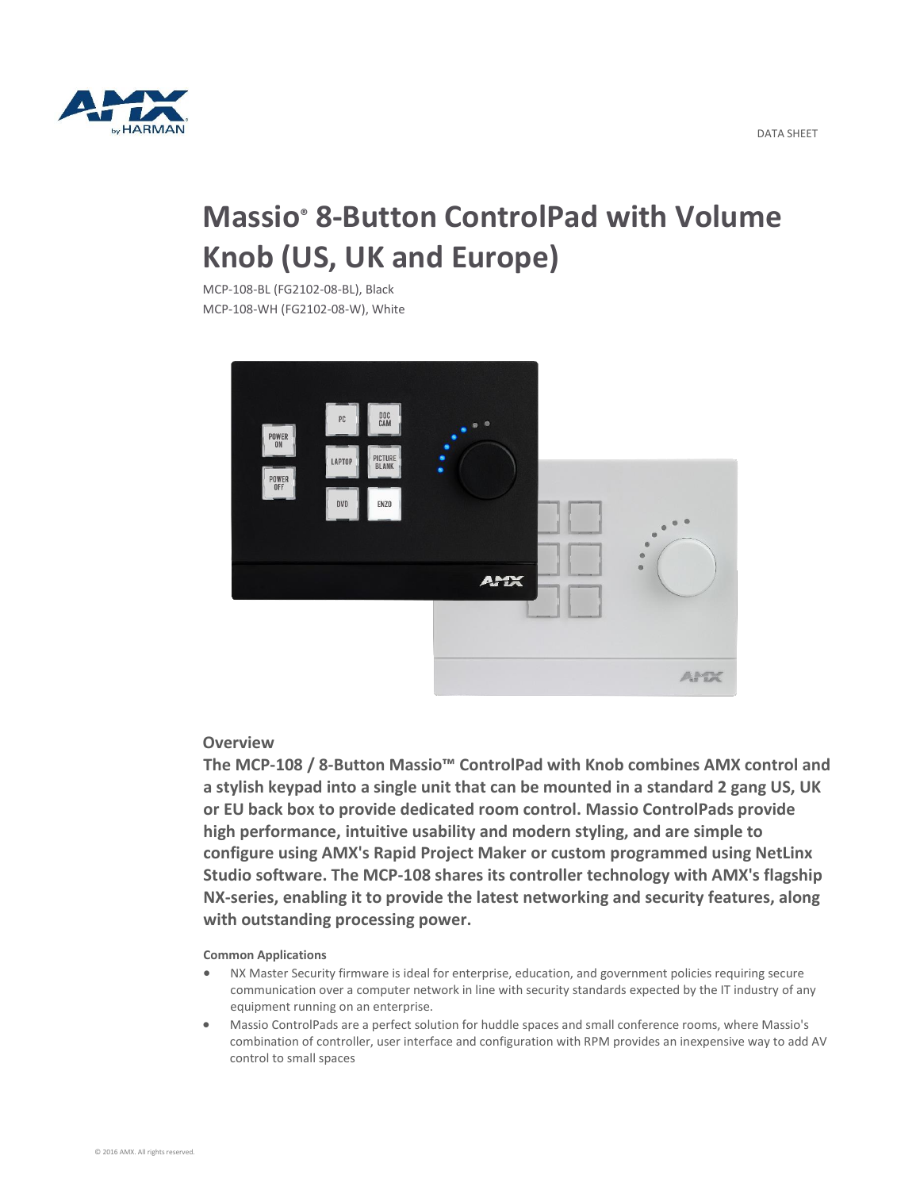DATA SHEET

# Massio® 8-Button ControlPad with Volume Knob (US, UK and Europe)

MCP-108-BL (FG2102-08-BL), Black
MCP-108-WH (FG2102-08-W), White

## Overview

**The MCP-108 / 8-Button Massio™ ControlPad with Knob combines AMX control and a stylish keypad into a single unit that can be mounted in a standard 2 gang US, UK or EU back box to provide dedicated room control. Massio ControlPads provide high performance, intuitive usability and modern styling, and are simple to configure using AMX's Rapid Project Maker or custom programmed using NetLinx Studio software. The MCP-108 shares its controller technology with AMX's flagship NX-series, enabling it to provide the latest networking and security features, along with outstanding processing power.**

**Common Applications**

- NX Master Security firmware is ideal for enterprise, education, and government policies requiring secure communication over a computer network in line with security standards expected by the IT industry of any equipment running on an enterprise.
- Massio ControlPads are a perfect solution for huddle spaces and small conference rooms, where Massio's combination of controller, user interface and configuration with RPM provides an inexpensive way to add AV control to small spaces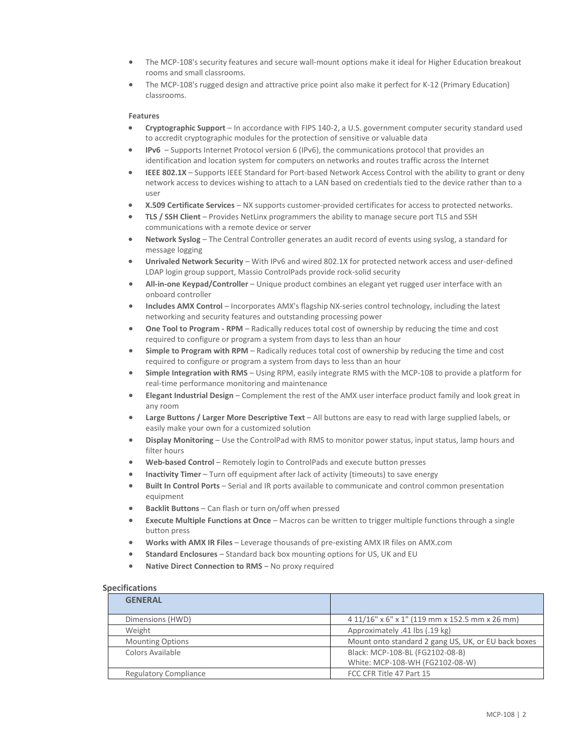- The MCP-108's security features and secure wall-mount options make it ideal for Higher Education breakout rooms and small classrooms.
- The MCP-108's rugged design and attractive price point also make it perfect for K-12 (Primary Education) classrooms.

**Features**

- **Cryptographic Support** – In accordance with FIPS 140-2, a U.S. government computer security standard used to accredit cryptographic modules for the protection of sensitive or valuable data
- **IPv6** – Supports Internet Protocol version 6 (IPv6), the communications protocol that provides an identification and location system for computers on networks and routes traffic across the Internet
- **IEEE 802.1X** – Supports IEEE Standard for Port-based Network Access Control with the ability to grant or deny network access to devices wishing to attach to a LAN based on credentials tied to the device rather than to a user
- **X.509 Certificate Services** – NX supports customer-provided certificates for access to protected networks.
- **TLS / SSH Client** – Provides NetLinx programmers the ability to manage secure port TLS and SSH communications with a remote device or server
- **Network Syslog** – The Central Controller generates an audit record of events using syslog, a standard for message logging
- **Unrivaled Network Security** – With IPv6 and wired 802.1X for protected network access and user-defined LDAP login group support, Massio ControlPads provide rock-solid security
- **All-in-one Keypad/Controller** – Unique product combines an elegant yet rugged user interface with an onboard controller
- **Includes AMX Control** – Incorporates AMX's flagship NX-series control technology, including the latest networking and security features and outstanding processing power
- **One Tool to Program - RPM** – Radically reduces total cost of ownership by reducing the time and cost required to configure or program a system from days to less than an hour
- **Simple to Program with RPM** – Radically reduces total cost of ownership by reducing the time and cost required to configure or program a system from days to less than an hour
- **Simple Integration with RMS** – Using RPM, easily integrate RMS with the MCP-108 to provide a platform for real-time performance monitoring and maintenance
- **Elegant Industrial Design** – Complement the rest of the AMX user interface product family and look great in any room
- **Large Buttons / Larger More Descriptive Text** – All buttons are easy to read with large supplied labels, or easily make your own for a customized solution
- **Display Monitoring** – Use the ControlPad with RMS to monitor power status, input status, lamp hours and filter hours
- **Web-based Control** – Remotely login to ControlPads and execute button presses
- **Inactivity Timer** – Turn off equipment after lack of activity (timeouts) to save energy
- **Built In Control Ports** – Serial and IR ports available to communicate and control common presentation equipment
- **Backlit Buttons** – Can flash or turn on/off when pressed
- **Execute Multiple Functions at Once** – Macros can be written to trigger multiple functions through a single button press
- **Works with AMX IR Files** – Leverage thousands of pre-existing AMX IR files on AMX.com
- **Standard Enclosures** – Standard back box mounting options for US, UK and EU
- **Native Direct Connection to RMS** – No proxy required

## Specifications

| GENERAL | |
|---|---|
| Dimensions (HWD) | 4 11/16" x 6" x 1" (119 mm x 152.5 mm x 26 mm) |
| Weight | Approximately .41 lbs (.19 kg) |
| Mounting Options | Mount onto standard 2 gang US, UK, or EU back boxes |
| Colors Available | Black: MCP-108-BL (FG2102-08-B)<br>White: MCP-108-WH (FG2102-08-W) |
| Regulatory Compliance | FCC CFR Title 47 Part 15 |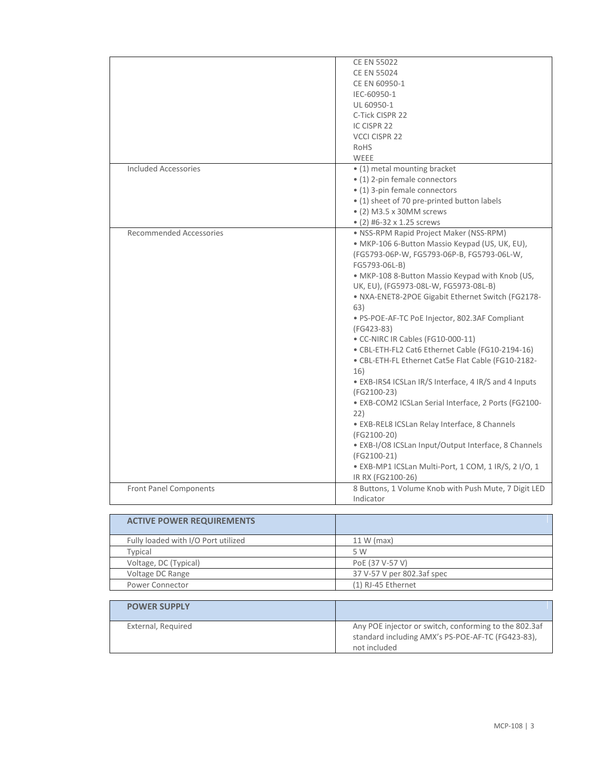| | |
|---|---|
| | CE EN 55022<br>CE EN 55024<br>CE EN 60950-1<br>IEC-60950-1<br>UL 60950-1<br>C-Tick CISPR 22<br>IC CISPR 22<br>VCCI CISPR 22<br>RoHS<br>WEEE |
| Included Accessories | • (1) metal mounting bracket<br>• (1) 2-pin female connectors<br>• (1) 3-pin female connectors<br>• (1) sheet of 70 pre-printed button labels<br>• (2) M3.5 x 30MM screws<br>• (2) #6-32 x 1.25 screws |
| Recommended Accessories | • NSS-RPM Rapid Project Maker (NSS-RPM)<br>• MKP-106 6-Button Massio Keypad (US, UK, EU), (FG5793-06P-W, FG5793-06P-B, FG5793-06L-W, FG5793-06L-B)<br>• MKP-108 8-Button Massio Keypad with Knob (US, UK, EU), (FG5973-08L-W, FG5973-08L-B)<br>• NXA-ENET8-2POE Gigabit Ethernet Switch (FG2178-63)<br>• PS-POE-AF-TC PoE Injector, 802.3AF Compliant (FG423-83)<br>• CC-NIRC IR Cables (FG10-000-11)<br>• CBL-ETH-FL2 Cat6 Ethernet Cable (FG10-2194-16)<br>• CBL-ETH-FL Ethernet Cat5e Flat Cable (FG10-2182-16)<br>• EXB-IRS4 ICSLan IR/S Interface, 4 IR/S and 4 Inputs (FG2100-23)<br>• EXB-COM2 ICSLan Serial Interface, 2 Ports (FG2100-22)<br>• EXB-REL8 ICSLan Relay Interface, 8 Channels (FG2100-20)<br>• EXB-I/O8 ICSLan Input/Output Interface, 8 Channels (FG2100-21)<br>• EXB-MP1 ICSLan Multi-Port, 1 COM, 1 IR/S, 2 I/O, 1 IR RX (FG2100-26) |
| Front Panel Components | 8 Buttons, 1 Volume Knob with Push Mute, 7 Digit LED Indicator |

| **ACTIVE POWER REQUIREMENTS** | |
|---|---|
| Fully loaded with I/O Port utilized | 11 W (max) |
| Typical | 5 W |
| Voltage, DC (Typical) | PoE (37 V-57 V) |
| Voltage DC Range | 37 V-57 V per 802.3af spec |
| Power Connector | (1) RJ-45 Ethernet |

| **POWER SUPPLY** | |
|---|---|
| External, Required | Any POE injector or switch, conforming to the 802.3af standard including AMX's PS-POE-AF-TC (FG423-83), not included |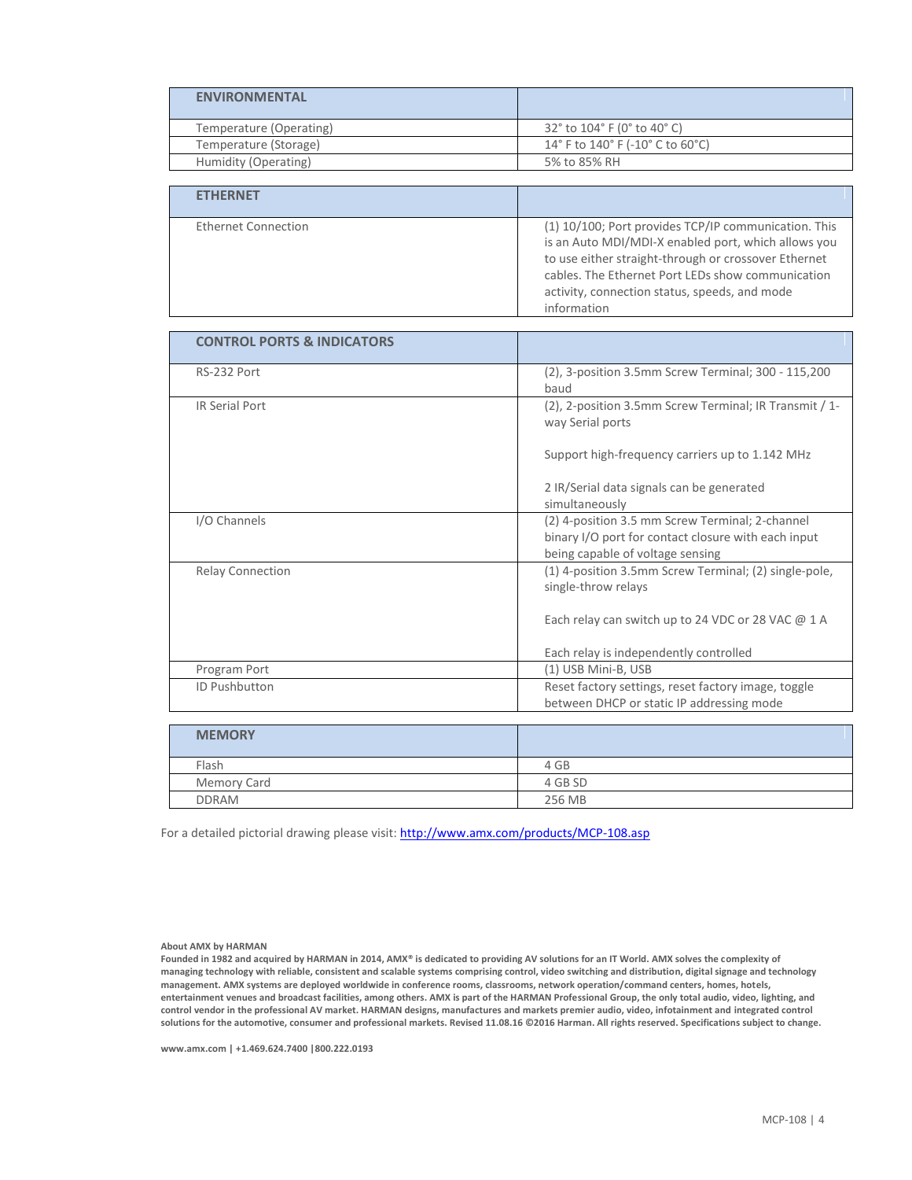| ENVIRONMENTAL | |
|---|---|
| Temperature (Operating) | 32° to 104° F (0° to 40° C) |
| Temperature (Storage) | 14° F to 140° F (-10° C to 60°C) |
| Humidity (Operating) | 5% to 85% RH |

| ETHERNET | |
|---|---|
| Ethernet Connection | (1) 10/100; Port provides TCP/IP communication. This is an Auto MDI/MDI-X enabled port, which allows you to use either straight-through or crossover Ethernet cables. The Ethernet Port LEDs show communication activity, connection status, speeds, and mode information |

| CONTROL PORTS & INDICATORS | |
|---|---|
| RS-232 Port | (2), 3-position 3.5mm Screw Terminal; 300 - 115,200 baud |
| IR Serial Port | (2), 2-position 3.5mm Screw Terminal; IR Transmit / 1-way Serial ports<br><br>Support high-frequency carriers up to 1.142 MHz<br><br>2 IR/Serial data signals can be generated simultaneously |
| I/O Channels | (2) 4-position 3.5 mm Screw Terminal; 2-channel binary I/O port for contact closure with each input being capable of voltage sensing |
| Relay Connection | (1) 4-position 3.5mm Screw Terminal; (2) single-pole, single-throw relays<br><br>Each relay can switch up to 24 VDC or 28 VAC @ 1 A<br><br>Each relay is independently controlled |
| Program Port | (1) USB Mini-B, USB |
| ID Pushbutton | Reset factory settings, reset factory image, toggle between DHCP or static IP addressing mode |

| MEMORY | |
|---|---|
| Flash | 4 GB |
| Memory Card | 4 GB SD |
| DDRAM | 256 MB |

For a detailed pictorial drawing please visit: http://www.amx.com/products/MCP-108.asp

**About AMX by HARMAN**

**Founded in 1982 and acquired by HARMAN in 2014, AMX® is dedicated to providing AV solutions for an IT World. AMX solves the complexity of managing technology with reliable, consistent and scalable systems comprising control, video switching and distribution, digital signage and technology management. AMX systems are deployed worldwide in conference rooms, classrooms, network operation/command centers, homes, hotels, entertainment venues and broadcast facilities, among others. AMX is part of the HARMAN Professional Group, the only total audio, video, lighting, and control vendor in the professional AV market. HARMAN designs, manufactures and markets premier audio, video, infotainment and integrated control solutions for the automotive, consumer and professional markets. Revised 11.08.16 ©2016 Harman. All rights reserved. Specifications subject to change.**

**www.amx.com | +1.469.624.7400 |800.222.0193**